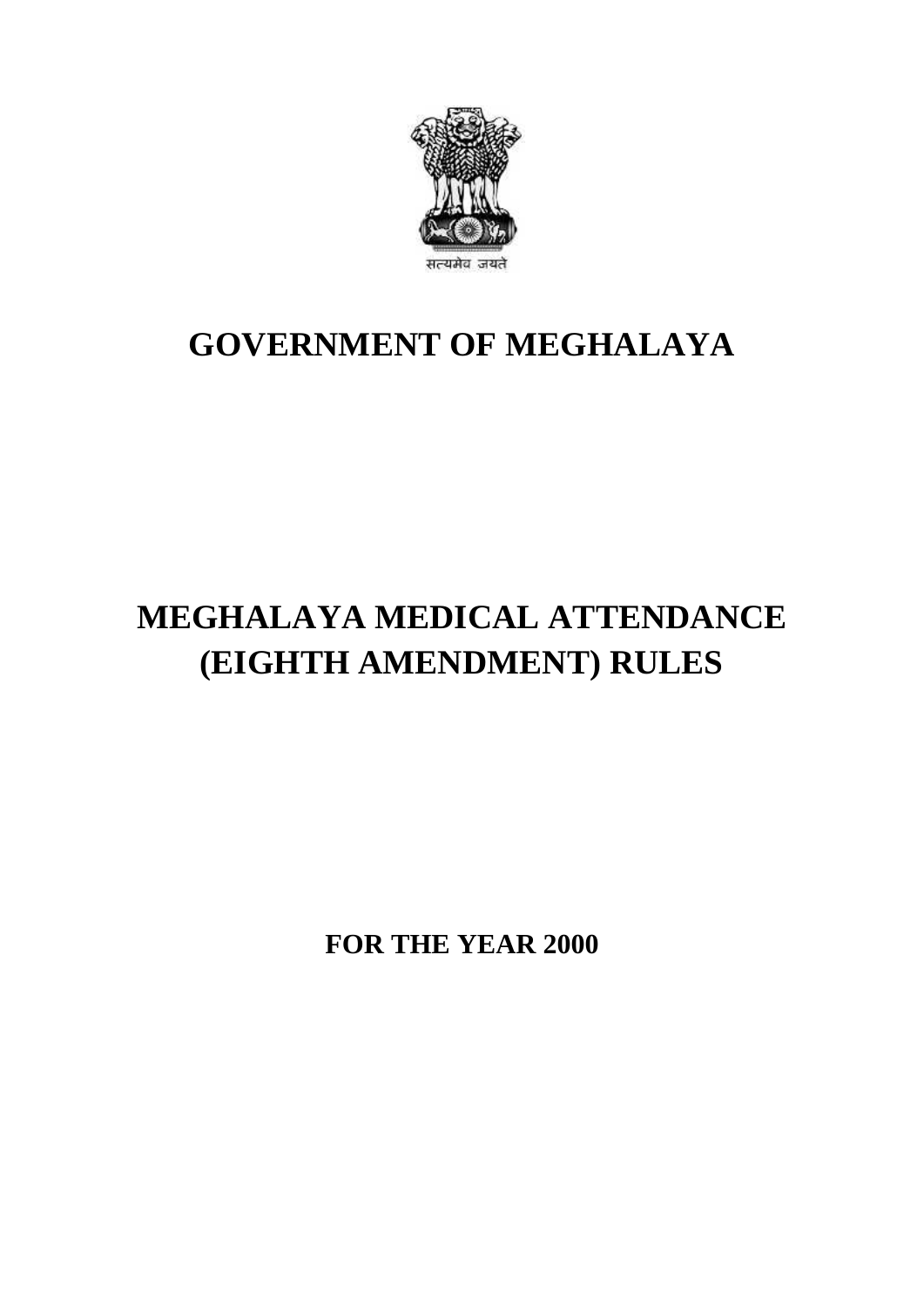सत्यमेव जयते

# GOVERNMENT OF MEGHALAYA

# MEGHALAYA MEDICAL ATTENDANCE (EIGHTH AMENDMENT) RULES

## FOR THE YEAR 2000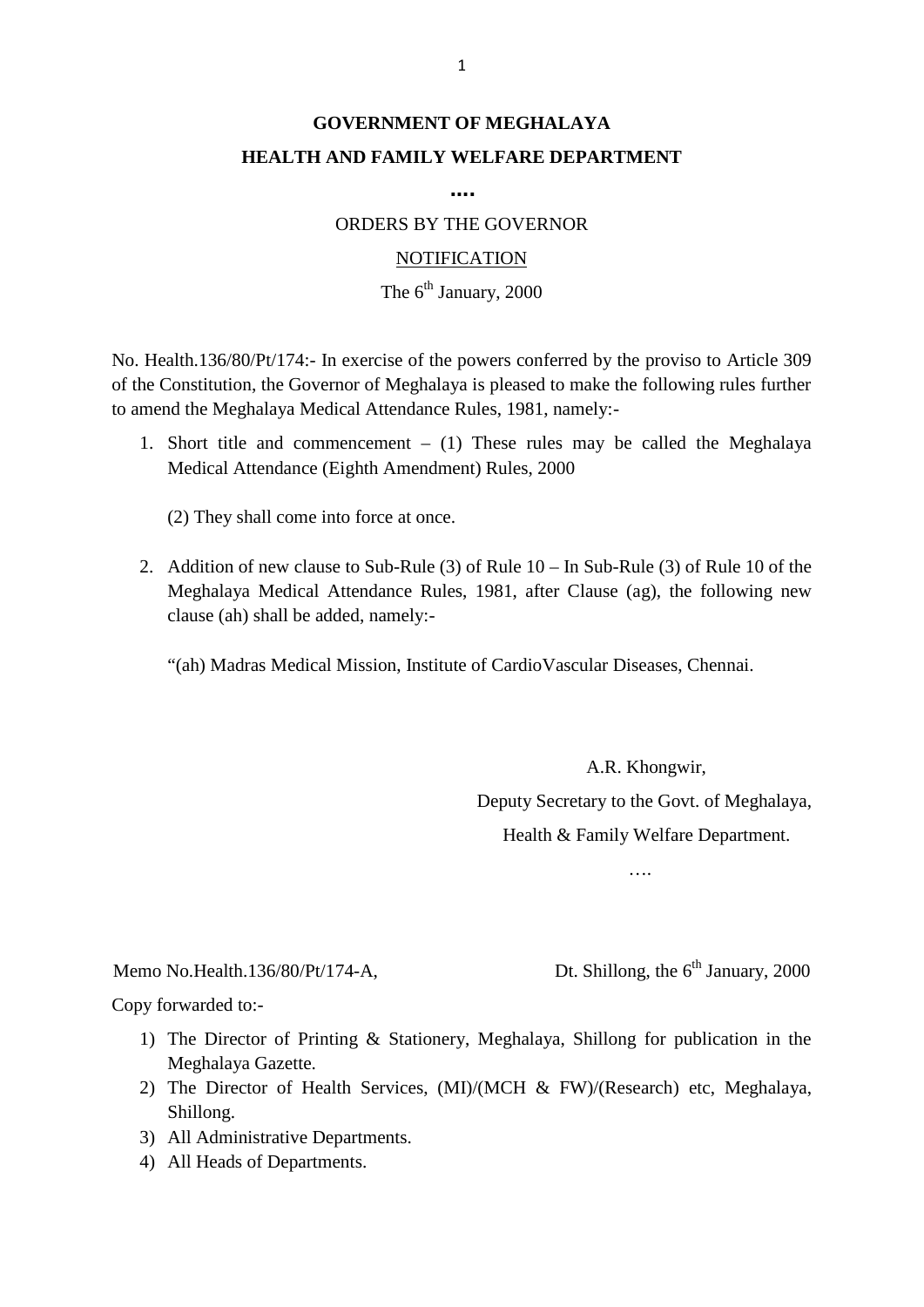**GOVERNMENT OF MEGHALAYA**

**HEALTH AND FAMILY WELFARE DEPARTMENT**

**....**

ORDERS BY THE GOVERNOR

NOTIFICATION

The 6th January, 2000

No. Health.136/80/Pt/174:- In exercise of the powers conferred by the proviso to Article 309 of the Constitution, the Governor of Meghalaya is pleased to make the following rules further to amend the Meghalaya Medical Attendance Rules, 1981, namely:-

1. Short title and commencement – (1) These rules may be called the Meghalaya Medical Attendance (Eighth Amendment) Rules, 2000

   (2) They shall come into force at once.

2. Addition of new clause to Sub-Rule (3) of Rule 10 – In Sub-Rule (3) of Rule 10 of the Meghalaya Medical Attendance Rules, 1981, after Clause (ag), the following new clause (ah) shall be added, namely:-

   "(ah) Madras Medical Mission, Institute of CardioVascular Diseases, Chennai.

A.R. Khongwir,

Deputy Secretary to the Govt. of Meghalaya,

Health & Family Welfare Department.

….

Memo No.Health.136/80/Pt/174-A, Dt. Shillong, the 6th January, 2000

Copy forwarded to:-

1) The Director of Printing & Stationery, Meghalaya, Shillong for publication in the Meghalaya Gazette.
2) The Director of Health Services, (MI)/(MCH & FW)/(Research) etc, Meghalaya, Shillong.
3) All Administrative Departments.
4) All Heads of Departments.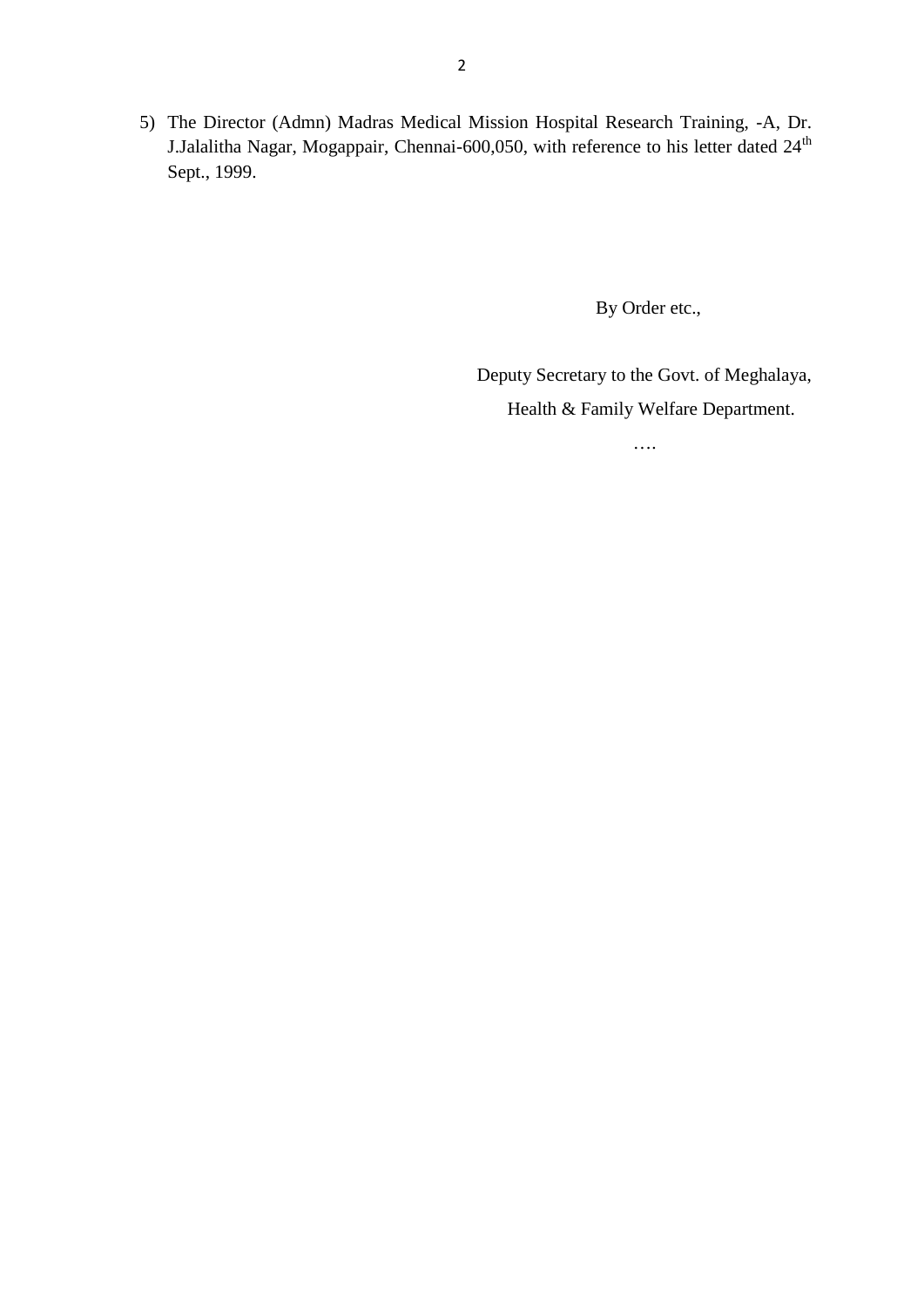5) The Director (Admn) Madras Medical Mission Hospital Research Training, -A, Dr. J.Jalalitha Nagar, Mogappair, Chennai-600,050, with reference to his letter dated 24th Sept., 1999.

By Order etc.,

Deputy Secretary to the Govt. of Meghalaya,

Health & Family Welfare Department.

….